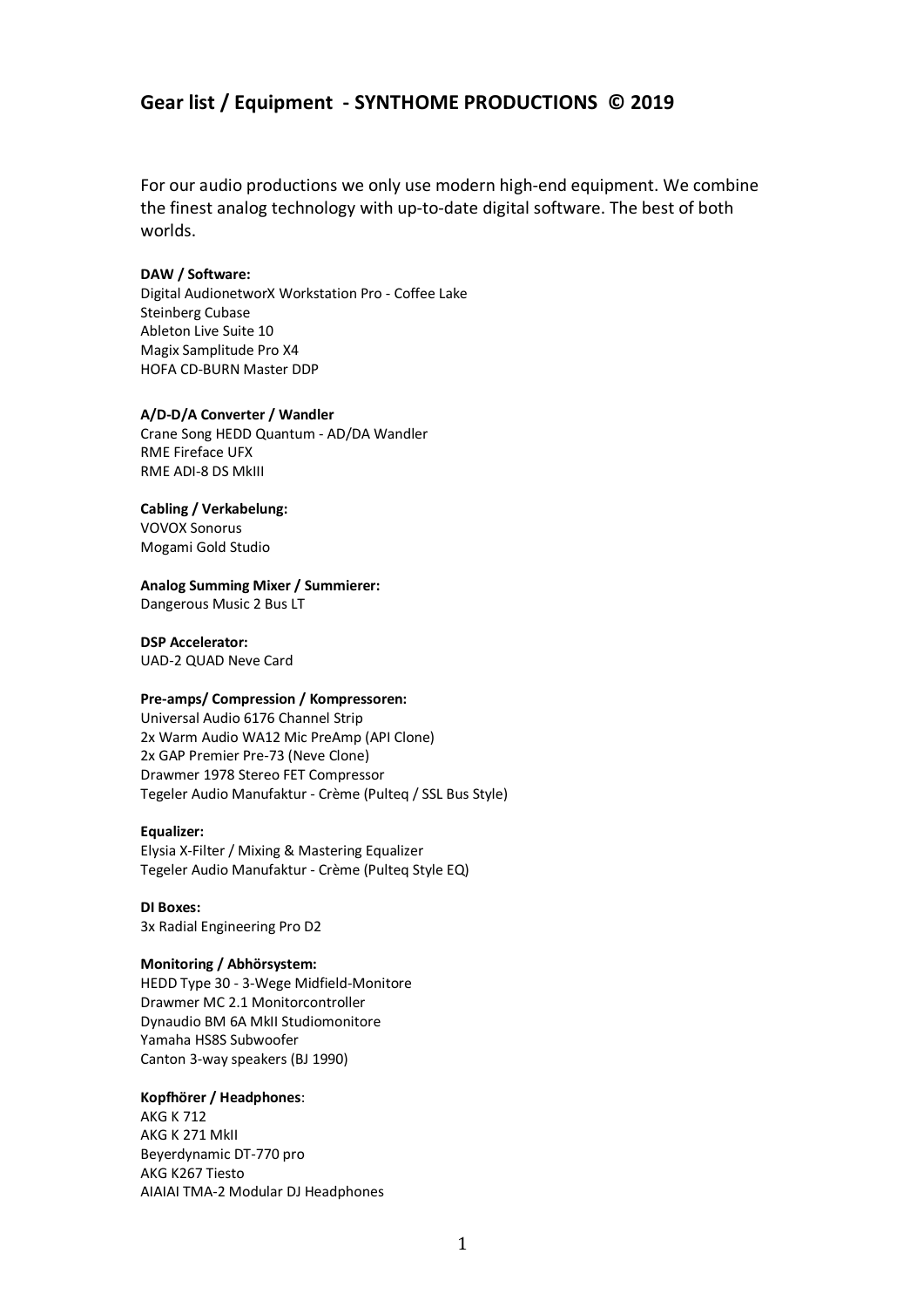## Gear list / Equipment - SYNTHOME PRODUCTIONS © 2019

For our audio productions we only use modern high-end equipment. We combine the finest analog technology with up-to-date digital software. The best of both worlds.

**DAW / Software:**
Digital AudionetworX Workstation Pro - Coffee Lake
Steinberg Cubase
Ableton Live Suite 10
Magix Samplitude Pro X4
HOFA CD-BURN Master DDP

**A/D-D/A Converter / Wandler**
Crane Song HEDD Quantum - AD/DA Wandler
RME Fireface UFX
RME ADI-8 DS MkIII

**Cabling / Verkabelung:**
VOVOX Sonorus
Mogami Gold Studio

**Analog Summing Mixer / Summierer:**
Dangerous Music 2 Bus LT

**DSP Accelerator:**
UAD-2 QUAD Neve Card

**Pre-amps/ Compression / Kompressoren:**
Universal Audio 6176 Channel Strip
2x Warm Audio WA12 Mic PreAmp (API Clone)
2x GAP Premier Pre-73 (Neve Clone)
Drawmer 1978 Stereo FET Compressor
Tegeler Audio Manufaktur - Crème (Pulteq / SSL Bus Style)

**Equalizer:**
Elysia X-Filter / Mixing & Mastering Equalizer
Tegeler Audio Manufaktur - Crème (Pulteq Style EQ)

**DI Boxes:**
3x Radial Engineering Pro D2

**Monitoring / Abhörsystem:**
HEDD Type 30 - 3-Wege Midfield-Monitore
Drawmer MC 2.1 Monitorcontroller
Dynaudio BM 6A MkII Studiomonitore
Yamaha HS8S Subwoofer
Canton 3-way speakers (BJ 1990)

**Kopfhörer / Headphones**:
AKG K 712
AKG K 271 MkII
Beyerdynamic DT-770 pro
AKG K267 Tiesto
AIAIAI TMA-2 Modular DJ Headphones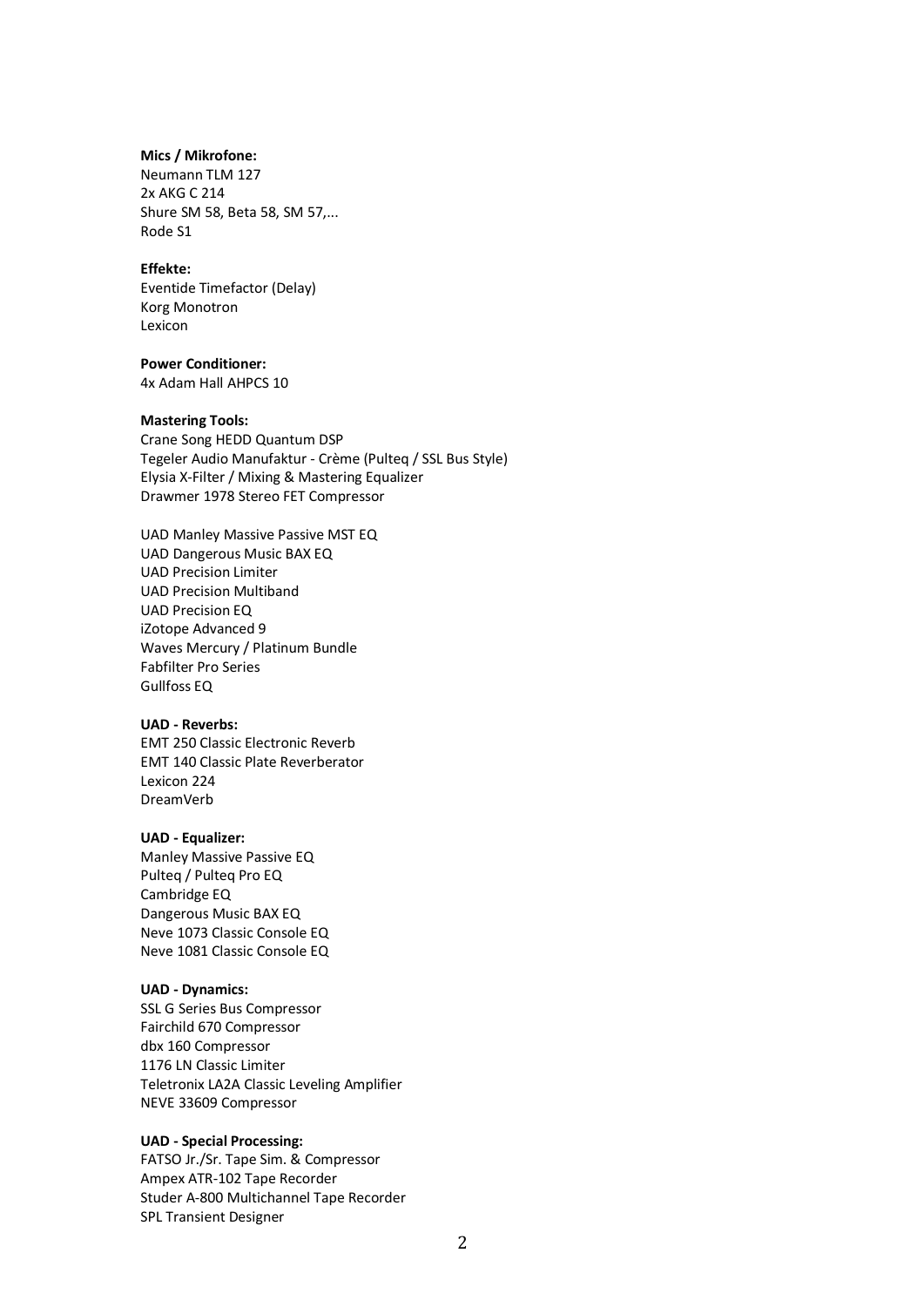**Mics / Mikrofone:**
Neumann TLM 127
2x AKG C 214
Shure SM 58, Beta 58, SM 57,...
Rode S1

**Effekte:**
Eventide Timefactor (Delay)
Korg Monotron
Lexicon

**Power Conditioner:**
4x Adam Hall AHPCS 10

**Mastering Tools:**
Crane Song HEDD Quantum DSP
Tegeler Audio Manufaktur - Crème (Pulteq / SSL Bus Style)
Elysia X-Filter / Mixing & Mastering Equalizer
Drawmer 1978 Stereo FET Compressor

UAD Manley Massive Passive MST EQ
UAD Dangerous Music BAX EQ
UAD Precision Limiter
UAD Precision Multiband
UAD Precision EQ
iZotope Advanced 9
Waves Mercury / Platinum Bundle
Fabfilter Pro Series
Gullfoss EQ

**UAD - Reverbs:**
EMT 250 Classic Electronic Reverb
EMT 140 Classic Plate Reverberator
Lexicon 224
DreamVerb

**UAD - Equalizer:**
Manley Massive Passive EQ
Pulteq / Pulteq Pro EQ
Cambridge EQ
Dangerous Music BAX EQ
Neve 1073 Classic Console EQ
Neve 1081 Classic Console EQ

**UAD - Dynamics:**
SSL G Series Bus Compressor
Fairchild 670 Compressor
dbx 160 Compressor
1176 LN Classic Limiter
Teletronix LA2A Classic Leveling Amplifier
NEVE 33609 Compressor

**UAD - Special Processing:**
FATSO Jr./Sr. Tape Sim. & Compressor
Ampex ATR-102 Tape Recorder
Studer A-800 Multichannel Tape Recorder
SPL Transient Designer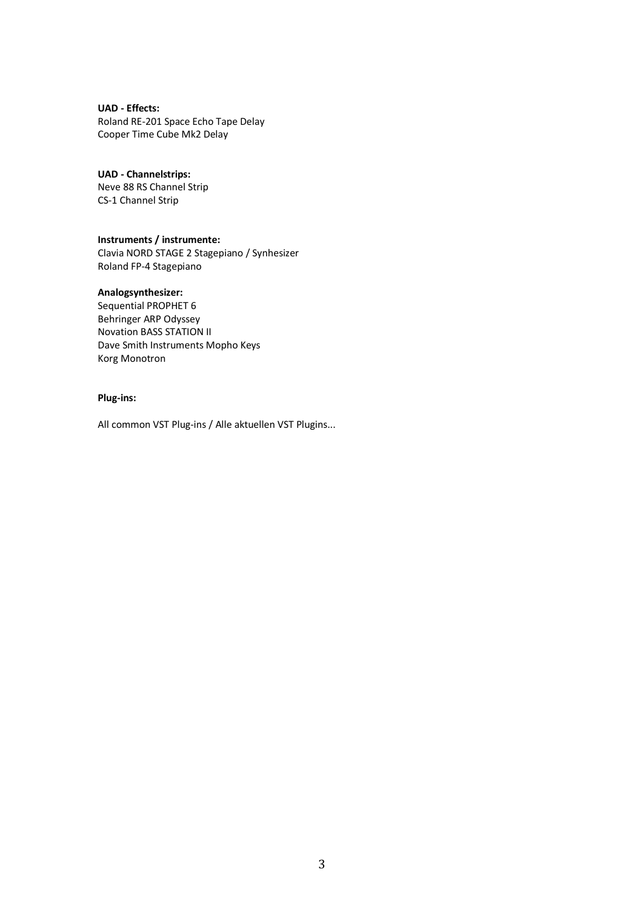**UAD - Effects:**
Roland RE-201 Space Echo Tape Delay
Cooper Time Cube Mk2 Delay

**UAD - Channelstrips:**
Neve 88 RS Channel Strip
CS-1 Channel Strip

**Instruments / instrumente:**
Clavia NORD STAGE 2 Stagepiano / Synhesizer
Roland FP-4 Stagepiano

**Analogsynthesizer:**
Sequential PROPHET 6
Behringer ARP Odyssey
Novation BASS STATION II
Dave Smith Instruments Mopho Keys
Korg Monotron

**Plug-ins:**

All common VST Plug-ins / Alle aktuellen VST Plugins...